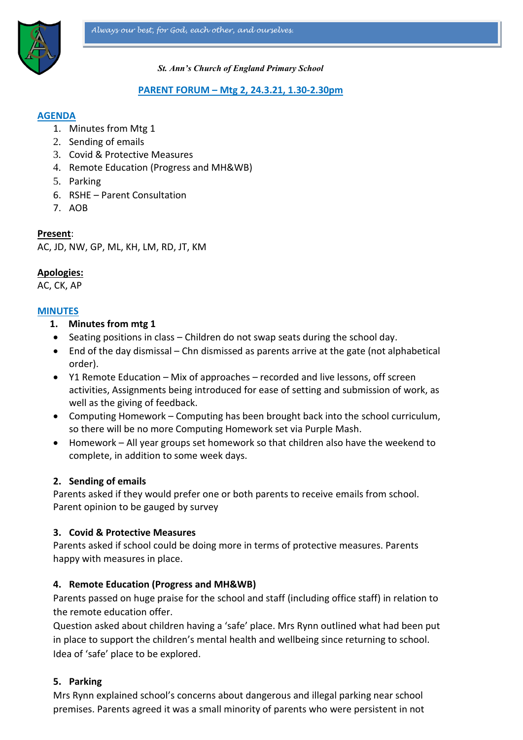*Always our best, for God, each other, and ourselves.*

***St. Ann's Church of England Primary School***

## PARENT FORUM – Mtg 2, 24.3.21, 1.30-2.30pm

### AGENDA

1. Minutes from Mtg 1
2. Sending of emails
3. Covid & Protective Measures
4. Remote Education (Progress and MH&WB)
5. Parking
6. RSHE – Parent Consultation
7. AOB

**Present**:
AC, JD, NW, GP, ML, KH, LM, RD, JT, KM

**Apologies:**
AC, CK, AP

### MINUTES

**1. Minutes from mtg 1**

- Seating positions in class – Children do not swap seats during the school day.
- End of the day dismissal – Chn dismissed as parents arrive at the gate (not alphabetical order).
- Y1 Remote Education – Mix of approaches – recorded and live lessons, off screen activities, Assignments being introduced for ease of setting and submission of work, as well as the giving of feedback.
- Computing Homework – Computing has been brought back into the school curriculum, so there will be no more Computing Homework set via Purple Mash.
- Homework – All year groups set homework so that children also have the weekend to complete, in addition to some week days.

**2. Sending of emails**

Parents asked if they would prefer one or both parents to receive emails from school. Parent opinion to be gauged by survey

**3. Covid & Protective Measures**

Parents asked if school could be doing more in terms of protective measures. Parents happy with measures in place.

**4. Remote Education (Progress and MH&WB)**

Parents passed on huge praise for the school and staff (including office staff) in relation to the remote education offer.

Question asked about children having a 'safe' place. Mrs Rynn outlined what had been put in place to support the children's mental health and wellbeing since returning to school. Idea of 'safe' place to be explored.

**5. Parking**

Mrs Rynn explained school's concerns about dangerous and illegal parking near school premises. Parents agreed it was a small minority of parents who were persistent in not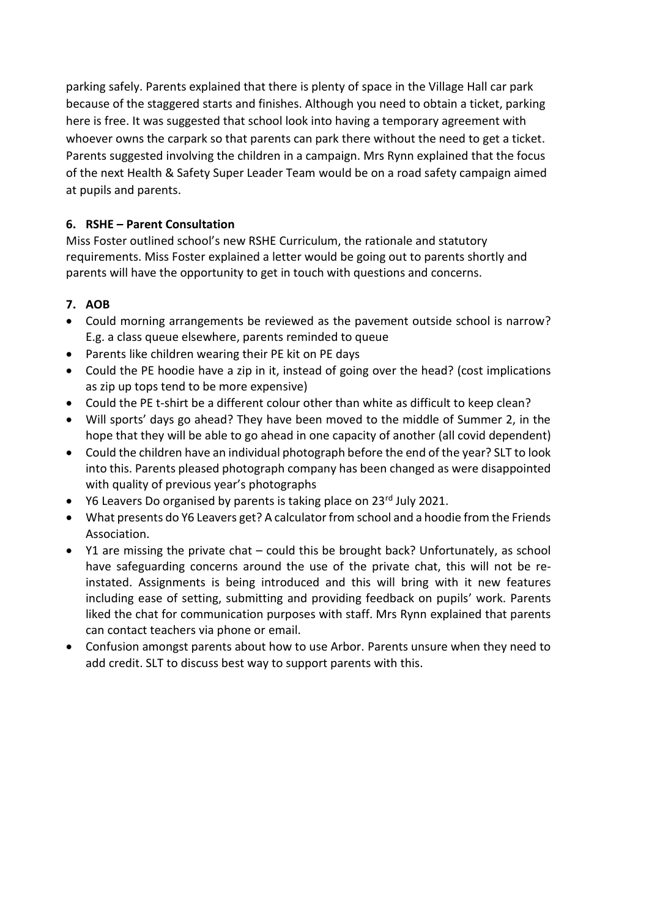parking safely. Parents explained that there is plenty of space in the Village Hall car park because of the staggered starts and finishes. Although you need to obtain a ticket, parking here is free. It was suggested that school look into having a temporary agreement with whoever owns the carpark so that parents can park there without the need to get a ticket. Parents suggested involving the children in a campaign. Mrs Rynn explained that the focus of the next Health & Safety Super Leader Team would be on a road safety campaign aimed at pupils and parents.

**6. RSHE – Parent Consultation**

Miss Foster outlined school's new RSHE Curriculum, the rationale and statutory requirements. Miss Foster explained a letter would be going out to parents shortly and parents will have the opportunity to get in touch with questions and concerns.

**7. AOB**

- Could morning arrangements be reviewed as the pavement outside school is narrow? E.g. a class queue elsewhere, parents reminded to queue
- Parents like children wearing their PE kit on PE days
- Could the PE hoodie have a zip in it, instead of going over the head? (cost implications as zip up tops tend to be more expensive)
- Could the PE t-shirt be a different colour other than white as difficult to keep clean?
- Will sports' days go ahead? They have been moved to the middle of Summer 2, in the hope that they will be able to go ahead in one capacity of another (all covid dependent)
- Could the children have an individual photograph before the end of the year? SLT to look into this. Parents pleased photograph company has been changed as were disappointed with quality of previous year's photographs
- Y6 Leavers Do organised by parents is taking place on 23rd July 2021.
- What presents do Y6 Leavers get? A calculator from school and a hoodie from the Friends Association.
- Y1 are missing the private chat – could this be brought back? Unfortunately, as school have safeguarding concerns around the use of the private chat, this will not be re-instated. Assignments is being introduced and this will bring with it new features including ease of setting, submitting and providing feedback on pupils' work. Parents liked the chat for communication purposes with staff. Mrs Rynn explained that parents can contact teachers via phone or email.
- Confusion amongst parents about how to use Arbor. Parents unsure when they need to add credit. SLT to discuss best way to support parents with this.